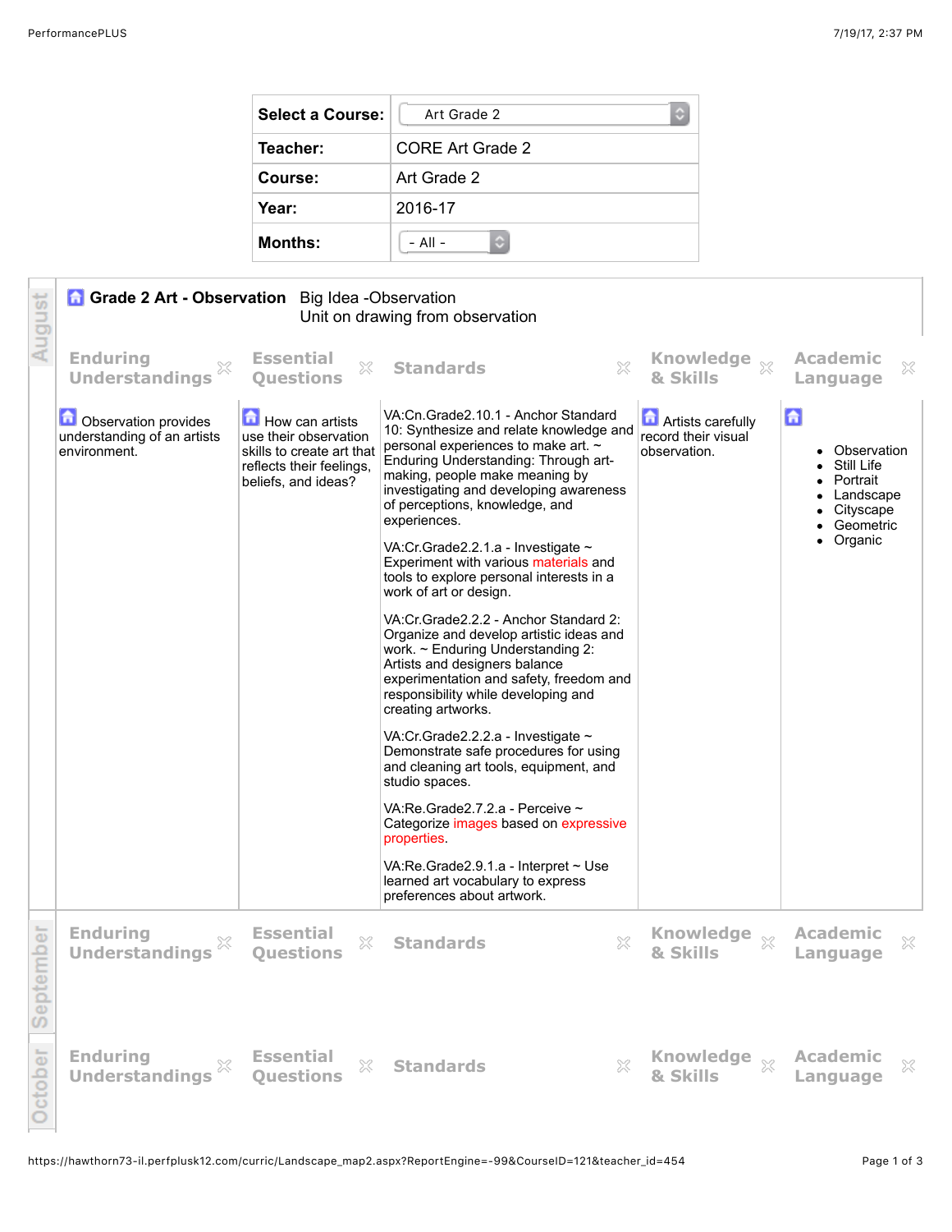| Select a Course: | Art Grade 2 |
|---|---|
| Teacher: | CORE Art Grade 2 |
| Course: | Art Grade 2 |
| Year: | 2016-17 |
| Months: | - All - |

## August

**Grade 2 Art - Observation** Big Idea -Observation
Unit on drawing from observation

| Enduring Understandings | Essential Questions | Standards | Knowledge & Skills | Academic Language |
|---|---|---|---|---|
| Observation provides understanding of an artists environment. | How can artists use their observation skills to create art that reflects their feelings, beliefs, and ideas? | VA:Cn.Grade2.10.1 - Anchor Standard 10: Synthesize and relate knowledge and personal experiences to make art. ~ Enduring Understanding: Through art-making, people make meaning by investigating and developing awareness of perceptions, knowledge, and experiences.<br><br>VA:Cr.Grade2.2.1.a - Investigate ~ Experiment with various materials and tools to explore personal interests in a work of art or design.<br><br>VA:Cr.Grade2.2.2 - Anchor Standard 2: Organize and develop artistic ideas and work. ~ Enduring Understanding 2: Artists and designers balance experimentation and safety, freedom and responsibility while developing and creating artworks.<br><br>VA:Cr.Grade2.2.2.a - Investigate ~ Demonstrate safe procedures for using and cleaning art tools, equipment, and studio spaces.<br><br>VA:Re.Grade2.7.2.a - Perceive ~ Categorize images based on expressive properties.<br><br>VA:Re.Grade2.9.1.a - Interpret ~ Use learned art vocabulary to express preferences about artwork. | Artists carefully record their visual observation. | • Observation<br>• Still Life<br>• Portrait<br>• Landscape<br>• Cityscape<br>• Geometric<br>• Organic |

## September

| Enduring Understandings | Essential Questions | Standards | Knowledge & Skills | Academic Language |
|---|---|---|---|---|

## October

| Enduring Understandings | Essential Questions | Standards | Knowledge & Skills | Academic Language |
|---|---|---|---|---|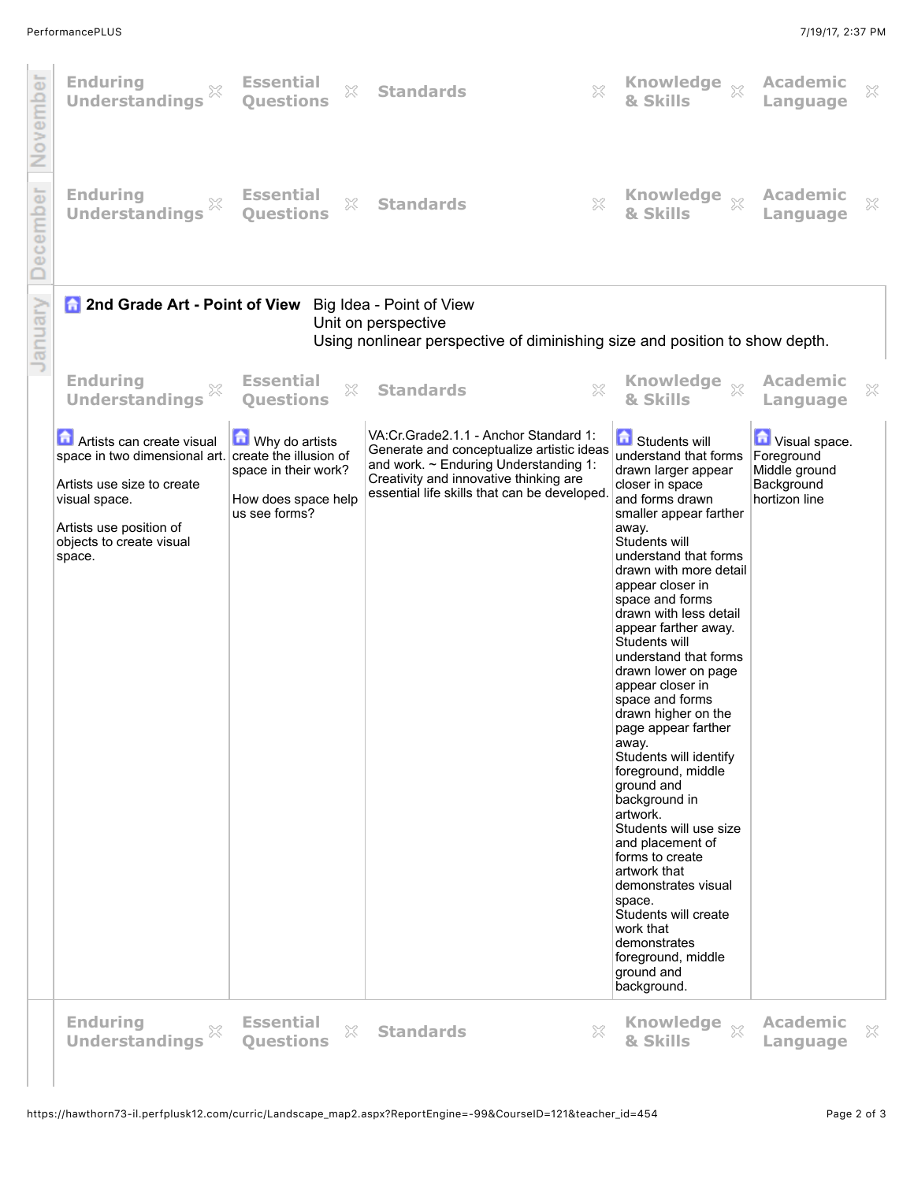## November

| Enduring Understandings | Essential Questions | Standards | Knowledge & Skills | Academic Language |
|---|---|---|---|---|
| | | | | |

## December

| Enduring Understandings | Essential Questions | Standards | Knowledge & Skills | Academic Language |
|---|---|---|---|---|
| | | | | |

## January

### 2nd Grade Art - Point of View

Big Idea - Point of View
Unit on perspective
Using nonlinear perspective of diminishing size and position to show depth.

| Enduring Understandings | Essential Questions | Standards | Knowledge & Skills | Academic Language |
|---|---|---|---|---|
| Artists can create visual space in two dimensional art.<br><br>Artists use size to create visual space.<br><br>Artists use position of objects to create visual space. | Why do artists create the illusion of space in their work?<br><br>How does space help us see forms? | VA:Cr.Grade2.1.1 - Anchor Standard 1: Generate and conceptualize artistic ideas and work. ~ Enduring Understanding 1: Creativity and innovative thinking are essential life skills that can be developed. | Students will understand that forms drawn larger appear closer in space and forms drawn smaller appear farther away.<br>Students will understand that forms drawn with more detail appear closer in space and forms drawn with less detail appear farther away.<br>Students will understand that forms drawn lower on page appear closer in space and forms drawn higher on the page appear farther away.<br>Students will identify foreground, middle ground and background in artwork.<br>Students will use size and placement of forms to create artwork that demonstrates visual space.<br>Students will create work that demonstrates foreground, middle ground and background. | Visual space.<br>Foreground<br>Middle ground<br>Background<br>hortizon line |

| Enduring Understandings | Essential Questions | Standards | Knowledge & Skills | Academic Language |
|---|---|---|---|---|
| | | | | |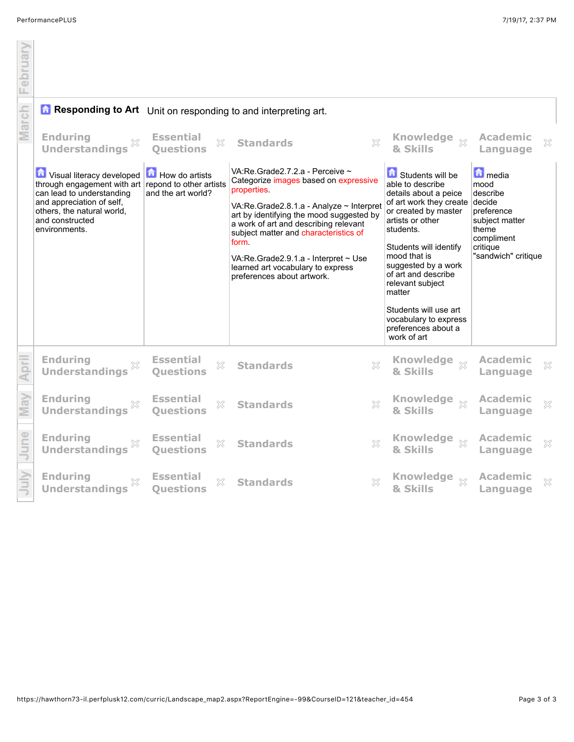February

March

## Responding to Art

Unit on responding to and interpreting art.

| Enduring Understandings | Essential Questions | Standards | Knowledge & Skills | Academic Language |
| --- | --- | --- | --- | --- |
| Visual literacy developed through engagement with art can lead to understanding and appreciation of self, others, the natural world, and constructed environments. | How do artists repond to other artists and the art world? | VA:Re.Grade2.7.2.a - Perceive ~ Categorize images based on expressive properties.<br><br>VA:Re.Grade2.8.1.a - Analyze ~ Interpret art by identifying the mood suggested by a work of art and describing relevant subject matter and characteristics of form.<br><br>VA:Re.Grade2.9.1.a - Interpret ~ Use learned art vocabulary to express preferences about artwork. | Students will be able to describe details about a peice of art work they create or created by master artists or other students.<br><br>Students will identify mood that is suggested by a work of art and describe relevant subject matter<br><br>Students will use art vocabulary to express preferences about a work of art | media<br>mood<br>describe<br>decide<br>preference<br>subject matter<br>theme<br>compliment<br>critique<br>"sandwich" critique |

April

| Enduring Understandings | Essential Questions | Standards | Knowledge & Skills | Academic Language |
| --- | --- | --- | --- | --- |

May

| Enduring Understandings | Essential Questions | Standards | Knowledge & Skills | Academic Language |
| --- | --- | --- | --- | --- |

June

| Enduring Understandings | Essential Questions | Standards | Knowledge & Skills | Academic Language |
| --- | --- | --- | --- | --- |

July

| Enduring Understandings | Essential Questions | Standards | Knowledge & Skills | Academic Language |
| --- | --- | --- | --- | --- |